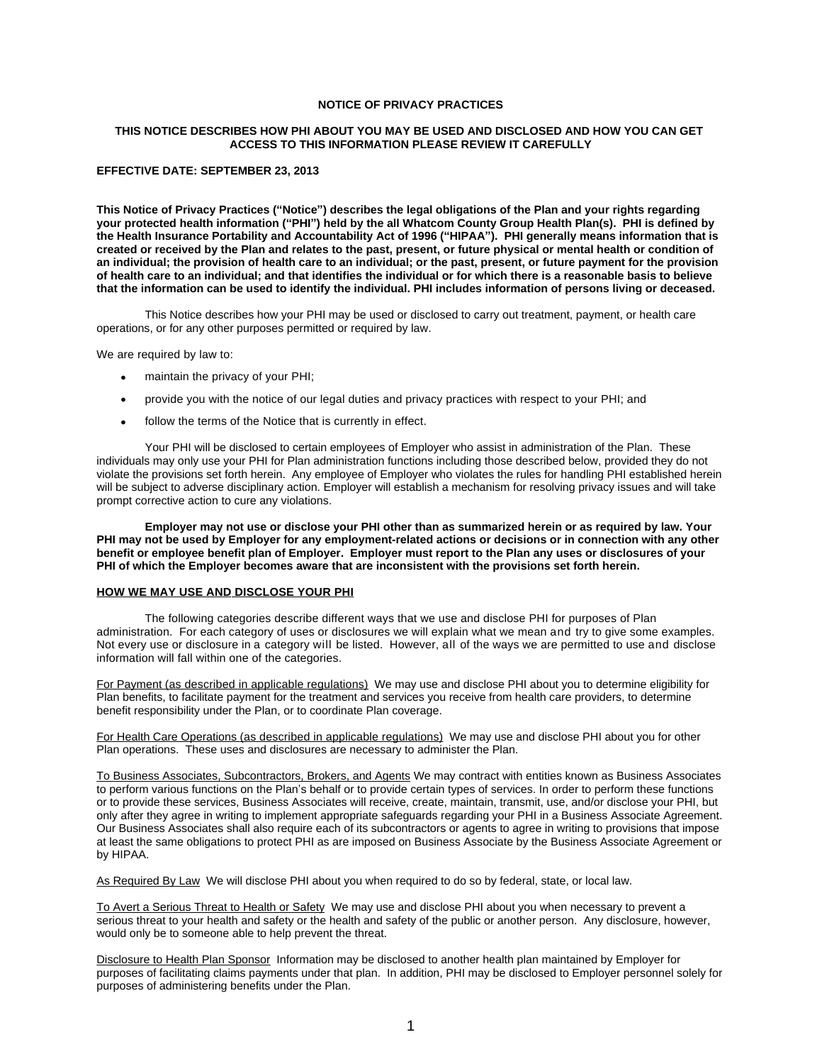# NOTICE OF PRIVACY PRACTICES

## THIS NOTICE DESCRIBES HOW PHI ABOUT YOU MAY BE USED AND DISCLOSED AND HOW YOU CAN GET ACCESS TO THIS INFORMATION PLEASE REVIEW IT CAREFULLY

**EFFECTIVE DATE: SEPTEMBER 23, 2013**

**This Notice of Privacy Practices ("Notice") describes the legal obligations of the Plan and your rights regarding your protected health information ("PHI") held by the all Whatcom County Group Health Plan(s). PHI is defined by the Health Insurance Portability and Accountability Act of 1996 ("HIPAA"). PHI generally means information that is created or received by the Plan and relates to the past, present, or future physical or mental health or condition of an individual; the provision of health care to an individual; or the past, present, or future payment for the provision of health care to an individual; and that identifies the individual or for which there is a reasonable basis to believe that the information can be used to identify the individual. PHI includes information of persons living or deceased.**

This Notice describes how your PHI may be used or disclosed to carry out treatment, payment, or health care operations, or for any other purposes permitted or required by law.

We are required by law to:

- maintain the privacy of your PHI;
- provide you with the notice of our legal duties and privacy practices with respect to your PHI; and
- follow the terms of the Notice that is currently in effect.

Your PHI will be disclosed to certain employees of Employer who assist in administration of the Plan. These individuals may only use your PHI for Plan administration functions including those described below, provided they do not violate the provisions set forth herein. Any employee of Employer who violates the rules for handling PHI established herein will be subject to adverse disciplinary action. Employer will establish a mechanism for resolving privacy issues and will take prompt corrective action to cure any violations.

**Employer may not use or disclose your PHI other than as summarized herein or as required by law. Your PHI may not be used by Employer for any employment-related actions or decisions or in connection with any other benefit or employee benefit plan of Employer. Employer must report to the Plan any uses or disclosures of your PHI of which the Employer becomes aware that are inconsistent with the provisions set forth herein.**

## HOW WE MAY USE AND DISCLOSE YOUR PHI

The following categories describe different ways that we use and disclose PHI for purposes of Plan administration. For each category of uses or disclosures we will explain what we mean and try to give some examples. Not every use or disclosure in a category will be listed. However, all of the ways we are permitted to use and disclose information will fall within one of the categories.

For Payment (as described in applicable regulations) We may use and disclose PHI about you to determine eligibility for Plan benefits, to facilitate payment for the treatment and services you receive from health care providers, to determine benefit responsibility under the Plan, or to coordinate Plan coverage.

For Health Care Operations (as described in applicable regulations) We may use and disclose PHI about you for other Plan operations. These uses and disclosures are necessary to administer the Plan.

To Business Associates, Subcontractors, Brokers, and Agents We may contract with entities known as Business Associates to perform various functions on the Plan's behalf or to provide certain types of services. In order to perform these functions or to provide these services, Business Associates will receive, create, maintain, transmit, use, and/or disclose your PHI, but only after they agree in writing to implement appropriate safeguards regarding your PHI in a Business Associate Agreement. Our Business Associates shall also require each of its subcontractors or agents to agree in writing to provisions that impose at least the same obligations to protect PHI as are imposed on Business Associate by the Business Associate Agreement or by HIPAA.

As Required By Law We will disclose PHI about you when required to do so by federal, state, or local law.

To Avert a Serious Threat to Health or Safety We may use and disclose PHI about you when necessary to prevent a serious threat to your health and safety or the health and safety of the public or another person. Any disclosure, however, would only be to someone able to help prevent the threat.

Disclosure to Health Plan Sponsor Information may be disclosed to another health plan maintained by Employer for purposes of facilitating claims payments under that plan. In addition, PHI may be disclosed to Employer personnel solely for purposes of administering benefits under the Plan.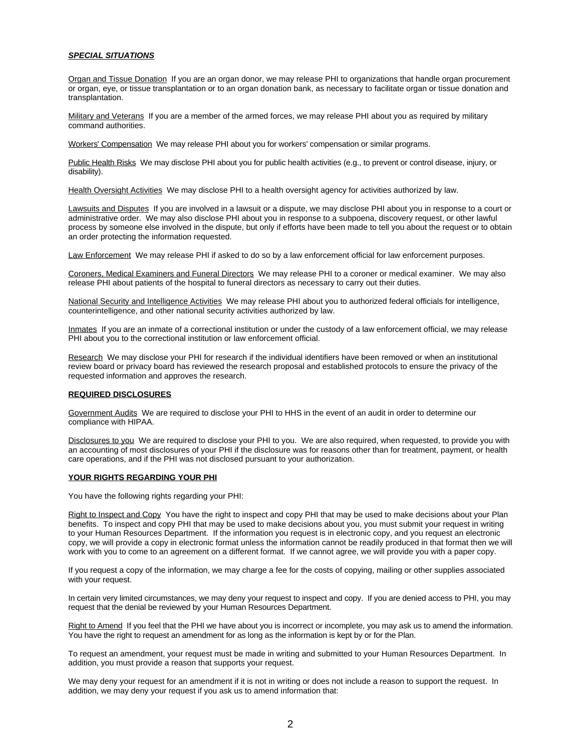***SPECIAL SITUATIONS***

Organ and Tissue Donation  If you are an organ donor, we may release PHI to organizations that handle organ procurement or organ, eye, or tissue transplantation or to an organ donation bank, as necessary to facilitate organ or tissue donation and transplantation.

Military and Veterans  If you are a member of the armed forces, we may release PHI about you as required by military command authorities.

Workers' Compensation  We may release PHI about you for workers' compensation or similar programs.

Public Health Risks  We may disclose PHI about you for public health activities (e.g., to prevent or control disease, injury, or disability).

Health Oversight Activities  We may disclose PHI to a health oversight agency for activities authorized by law.

Lawsuits and Disputes  If you are involved in a lawsuit or a dispute, we may disclose PHI about you in response to a court or administrative order. We may also disclose PHI about you in response to a subpoena, discovery request, or other lawful process by someone else involved in the dispute, but only if efforts have been made to tell you about the request or to obtain an order protecting the information requested.

Law Enforcement  We may release PHI if asked to do so by a law enforcement official for law enforcement purposes.

Coroners, Medical Examiners and Funeral Directors  We may release PHI to a coroner or medical examiner. We may also release PHI about patients of the hospital to funeral directors as necessary to carry out their duties.

National Security and Intelligence Activities  We may release PHI about you to authorized federal officials for intelligence, counterintelligence, and other national security activities authorized by law.

Inmates  If you are an inmate of a correctional institution or under the custody of a law enforcement official, we may release PHI about you to the correctional institution or law enforcement official.

Research  We may disclose your PHI for research if the individual identifiers have been removed or when an institutional review board or privacy board has reviewed the research proposal and established protocols to ensure the privacy of the requested information and approves the research.

**REQUIRED DISCLOSURES**

Government Audits  We are required to disclose your PHI to HHS in the event of an audit in order to determine our compliance with HIPAA.

Disclosures to you  We are required to disclose your PHI to you. We are also required, when requested, to provide you with an accounting of most disclosures of your PHI if the disclosure was for reasons other than for treatment, payment, or health care operations, and if the PHI was not disclosed pursuant to your authorization.

**YOUR RIGHTS REGARDING YOUR PHI**

You have the following rights regarding your PHI:

Right to Inspect and Copy  You have the right to inspect and copy PHI that may be used to make decisions about your Plan benefits. To inspect and copy PHI that may be used to make decisions about you, you must submit your request in writing to your Human Resources Department. If the information you request is in electronic copy, and you request an electronic copy, we will provide a copy in electronic format unless the information cannot be readily produced in that format then we will work with you to come to an agreement on a different format. If we cannot agree, we will provide you with a paper copy.

If you request a copy of the information, we may charge a fee for the costs of copying, mailing or other supplies associated with your request.

In certain very limited circumstances, we may deny your request to inspect and copy. If you are denied access to PHI, you may request that the denial be reviewed by your Human Resources Department.

Right to Amend  If you feel that the PHI we have about you is incorrect or incomplete, you may ask us to amend the information. You have the right to request an amendment for as long as the information is kept by or for the Plan.

To request an amendment, your request must be made in writing and submitted to your Human Resources Department. In addition, you must provide a reason that supports your request.

We may deny your request for an amendment if it is not in writing or does not include a reason to support the request. In addition, we may deny your request if you ask us to amend information that: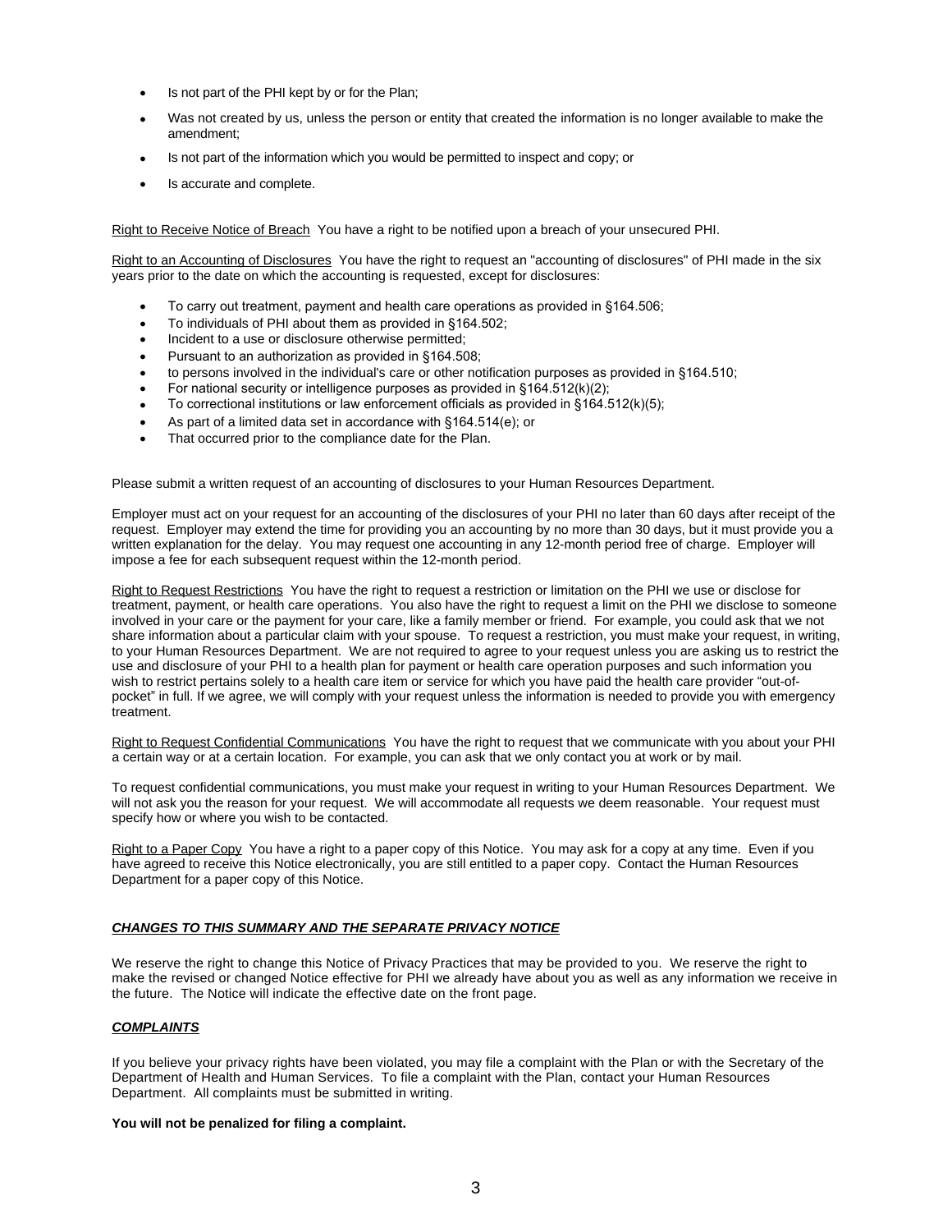- Is not part of the PHI kept by or for the Plan;
- Was not created by us, unless the person or entity that created the information is no longer available to make the amendment;
- Is not part of the information which you would be permitted to inspect and copy; or
- Is accurate and complete.

Right to Receive Notice of Breach  You have a right to be notified upon a breach of your unsecured PHI.

Right to an Accounting of Disclosures  You have the right to request an "accounting of disclosures" of PHI made in the six years prior to the date on which the accounting is requested, except for disclosures:

- To carry out treatment, payment and health care operations as provided in §164.506;
- To individuals of PHI about them as provided in §164.502;
- Incident to a use or disclosure otherwise permitted;
- Pursuant to an authorization as provided in §164.508;
- to persons involved in the individual's care or other notification purposes as provided in §164.510;
- For national security or intelligence purposes as provided in §164.512(k)(2);
- To correctional institutions or law enforcement officials as provided in §164.512(k)(5);
- As part of a limited data set in accordance with §164.514(e); or
- That occurred prior to the compliance date for the Plan.

Please submit a written request of an accounting of disclosures to your Human Resources Department.

Employer must act on your request for an accounting of the disclosures of your PHI no later than 60 days after receipt of the request. Employer may extend the time for providing you an accounting by no more than 30 days, but it must provide you a written explanation for the delay. You may request one accounting in any 12-month period free of charge. Employer will impose a fee for each subsequent request within the 12-month period.

Right to Request Restrictions  You have the right to request a restriction or limitation on the PHI we use or disclose for treatment, payment, or health care operations. You also have the right to request a limit on the PHI we disclose to someone involved in your care or the payment for your care, like a family member or friend. For example, you could ask that we not share information about a particular claim with your spouse. To request a restriction, you must make your request, in writing, to your Human Resources Department. We are not required to agree to your request unless you are asking us to restrict the use and disclosure of your PHI to a health plan for payment or health care operation purposes and such information you wish to restrict pertains solely to a health care item or service for which you have paid the health care provider "out-of-pocket" in full. If we agree, we will comply with your request unless the information is needed to provide you with emergency treatment.

Right to Request Confidential Communications  You have the right to request that we communicate with you about your PHI a certain way or at a certain location. For example, you can ask that we only contact you at work or by mail.

To request confidential communications, you must make your request in writing to your Human Resources Department. We will not ask you the reason for your request. We will accommodate all requests we deem reasonable. Your request must specify how or where you wish to be contacted.

Right to a Paper Copy  You have a right to a paper copy of this Notice. You may ask for a copy at any time. Even if you have agreed to receive this Notice electronically, you are still entitled to a paper copy. Contact the Human Resources Department for a paper copy of this Notice.

***CHANGES TO THIS SUMMARY AND THE SEPARATE PRIVACY NOTICE***

We reserve the right to change this Notice of Privacy Practices that may be provided to you. We reserve the right to make the revised or changed Notice effective for PHI we already have about you as well as any information we receive in the future. The Notice will indicate the effective date on the front page.

***COMPLAINTS***

If you believe your privacy rights have been violated, you may file a complaint with the Plan or with the Secretary of the Department of Health and Human Services. To file a complaint with the Plan, contact your Human Resources Department. All complaints must be submitted in writing.

**You will not be penalized for filing a complaint.**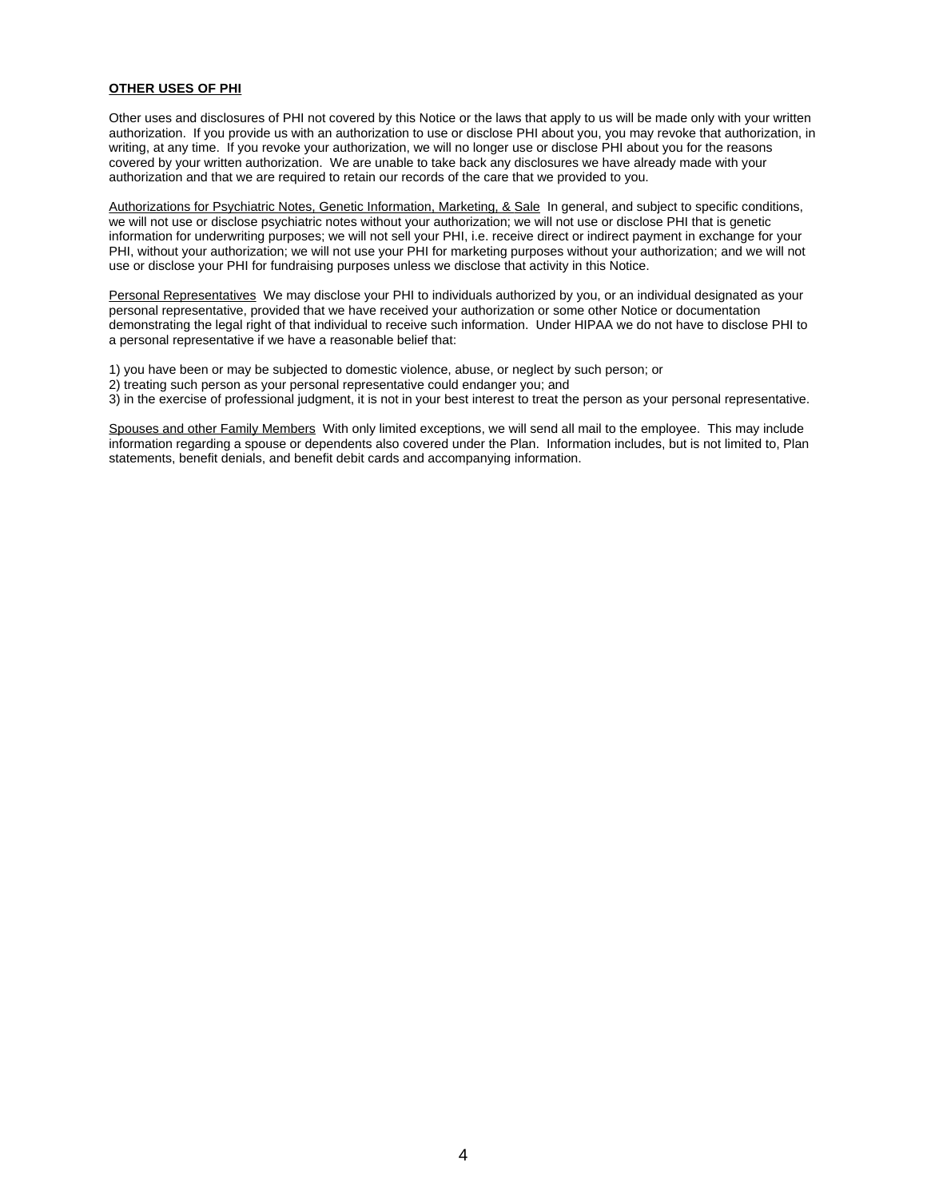**OTHER USES OF PHI**

Other uses and disclosures of PHI not covered by this Notice or the laws that apply to us will be made only with your written authorization. If you provide us with an authorization to use or disclose PHI about you, you may revoke that authorization, in writing, at any time. If you revoke your authorization, we will no longer use or disclose PHI about you for the reasons covered by your written authorization. We are unable to take back any disclosures we have already made with your authorization and that we are required to retain our records of the care that we provided to you.

Authorizations for Psychiatric Notes, Genetic Information, Marketing, & Sale In general, and subject to specific conditions, we will not use or disclose psychiatric notes without your authorization; we will not use or disclose PHI that is genetic information for underwriting purposes; we will not sell your PHI, i.e. receive direct or indirect payment in exchange for your PHI, without your authorization; we will not use your PHI for marketing purposes without your authorization; and we will not use or disclose your PHI for fundraising purposes unless we disclose that activity in this Notice.

Personal Representatives We may disclose your PHI to individuals authorized by you, or an individual designated as your personal representative, provided that we have received your authorization or some other Notice or documentation demonstrating the legal right of that individual to receive such information. Under HIPAA we do not have to disclose PHI to a personal representative if we have a reasonable belief that:

1) you have been or may be subjected to domestic violence, abuse, or neglect by such person; or
2) treating such person as your personal representative could endanger you; and
3) in the exercise of professional judgment, it is not in your best interest to treat the person as your personal representative.

Spouses and other Family Members With only limited exceptions, we will send all mail to the employee. This may include information regarding a spouse or dependents also covered under the Plan. Information includes, but is not limited to, Plan statements, benefit denials, and benefit debit cards and accompanying information.